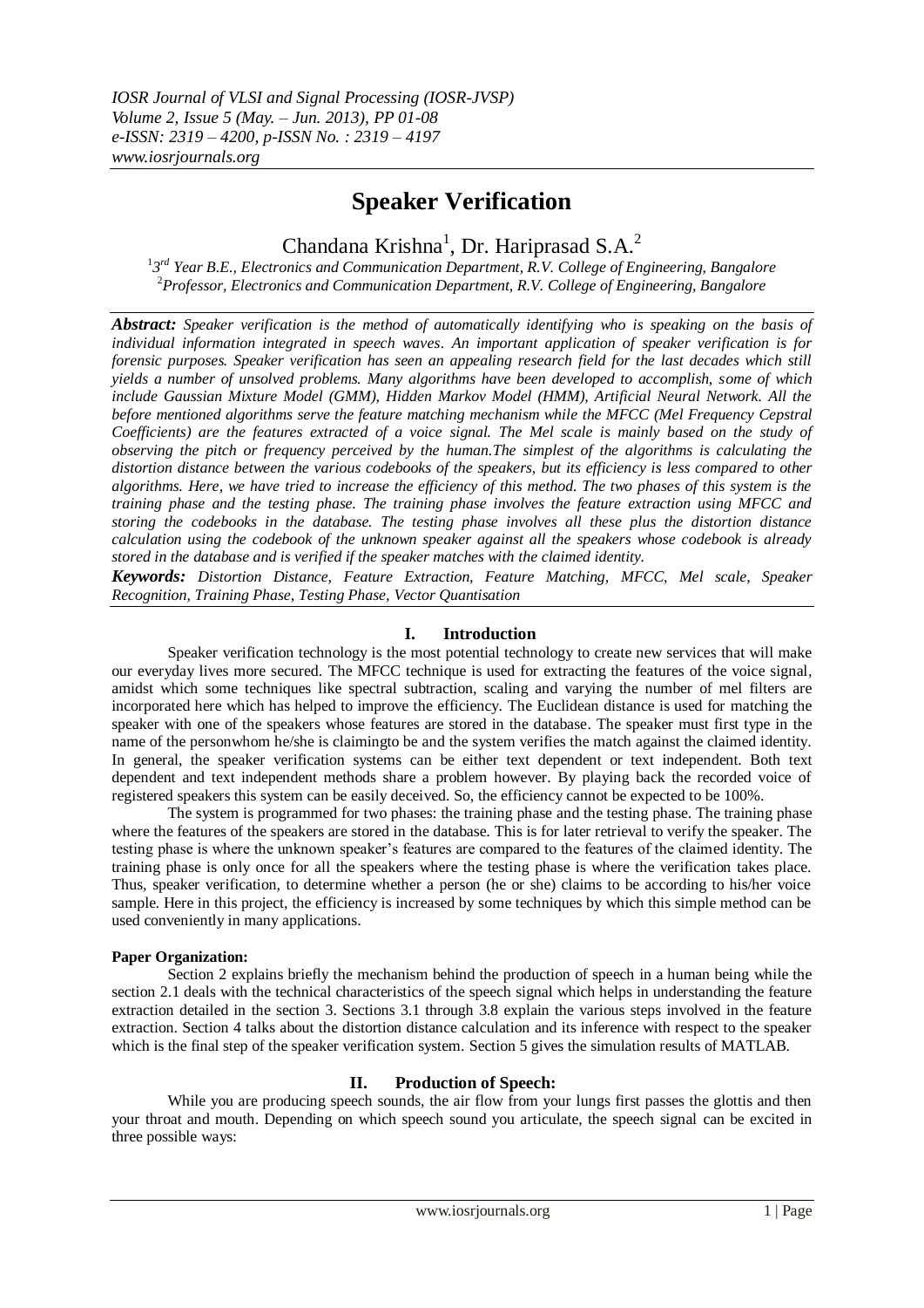# Speaker Verification

Chandana Krishna[1], Dr. Hariprasad S.A.[2]

[1]3rd Year B.E., Electronics and Communication Department, R.V. College of Engineering, Bangalore
[2]Professor, Electronics and Communication Department, R.V. College of Engineering, Bangalore

***Abstract:*** *Speaker verification is the method of automatically identifying who is speaking on the basis of individual information integrated in speech waves. An important application of speaker verification is for forensic purposes. Speaker verification has seen an appealing research field for the last decades which still yields a number of unsolved problems. Many algorithms have been developed to accomplish, some of which include Gaussian Mixture Model (GMM), Hidden Markov Model (HMM), Artificial Neural Network. All the before mentioned algorithms serve the feature matching mechanism while the MFCC (Mel Frequency Cepstral Coefficients) are the features extracted of a voice signal. The Mel scale is mainly based on the study of observing the pitch or frequency perceived by the human.The simplest of the algorithms is calculating the distortion distance between the various codebooks of the speakers, but its efficiency is less compared to other algorithms. Here, we have tried to increase the efficiency of this method. The two phases of this system is the training phase and the testing phase. The training phase involves the feature extraction using MFCC and storing the codebooks in the database. The testing phase involves all these plus the distortion distance calculation using the codebook of the unknown speaker against all the speakers whose codebook is already stored in the database and is verified if the speaker matches with the claimed identity.*

***Keywords:*** *Distortion Distance, Feature Extraction, Feature Matching, MFCC, Mel scale, Speaker Recognition, Training Phase, Testing Phase, Vector Quantisation*

## I. Introduction

Speaker verification technology is the most potential technology to create new services that will make our everyday lives more secured. The MFCC technique is used for extracting the features of the voice signal, amidst which some techniques like spectral subtraction, scaling and varying the number of mel filters are incorporated here which has helped to improve the efficiency. The Euclidean distance is used for matching the speaker with one of the speakers whose features are stored in the database. The speaker must first type in the name of the personwhom he/she is claimingto be and the system verifies the match against the claimed identity. In general, the speaker verification systems can be either text dependent or text independent. Both text dependent and text independent methods share a problem however. By playing back the recorded voice of registered speakers this system can be easily deceived. So, the efficiency cannot be expected to be 100%.

The system is programmed for two phases: the training phase and the testing phase. The training phase where the features of the speakers are stored in the database. This is for later retrieval to verify the speaker. The testing phase is where the unknown speaker's features are compared to the features of the claimed identity. The training phase is only once for all the speakers where the testing phase is where the verification takes place. Thus, speaker verification, to determine whether a person (he or she) claims to be according to his/her voice sample. Here in this project, the efficiency is increased by some techniques by which this simple method can be used conveniently in many applications.

**Paper Organization:**

Section 2 explains briefly the mechanism behind the production of speech in a human being while the section 2.1 deals with the technical characteristics of the speech signal which helps in understanding the feature extraction detailed in the section 3. Sections 3.1 through 3.8 explain the various steps involved in the feature extraction. Section 4 talks about the distortion distance calculation and its inference with respect to the speaker which is the final step of the speaker verification system. Section 5 gives the simulation results of MATLAB.

## II. Production of Speech:

While you are producing speech sounds, the air flow from your lungs first passes the glottis and then your throat and mouth. Depending on which speech sound you articulate, the speech signal can be excited in three possible ways: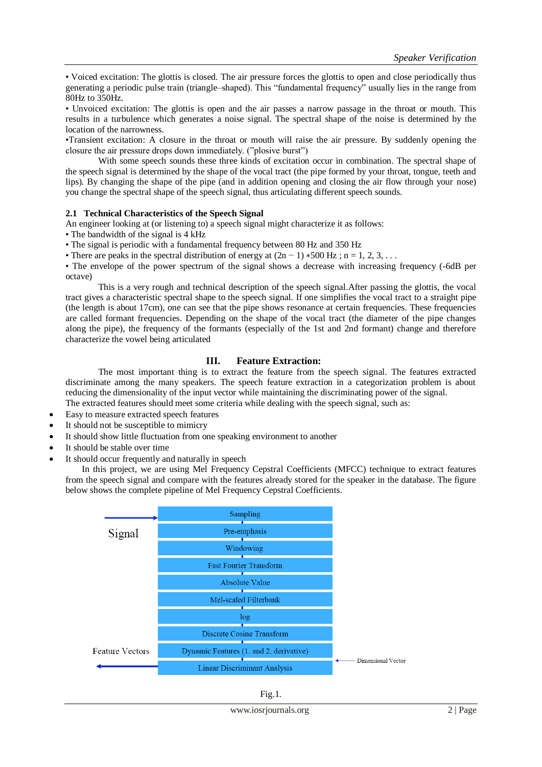• Voiced excitation: The glottis is closed. The air pressure forces the glottis to open and close periodically thus generating a periodic pulse train (triangle–shaped). This "fundamental frequency" usually lies in the range from 80Hz to 350Hz.
• Unvoiced excitation: The glottis is open and the air passes a narrow passage in the throat or mouth. This results in a turbulence which generates a noise signal. The spectral shape of the noise is determined by the location of the narrowness.
•Transient excitation: A closure in the throat or mouth will raise the air pressure. By suddenly opening the closure the air pressure drops down immediately. ("plosive burst")

With some speech sounds these three kinds of excitation occur in combination. The spectral shape of the speech signal is determined by the shape of the vocal tract (the pipe formed by your throat, tongue, teeth and lips). By changing the shape of the pipe (and in addition opening and closing the air flow through your nose) you change the spectral shape of the speech signal, thus articulating different speech sounds.

### 2.1 Technical Characteristics of the Speech Signal

An engineer looking at (or listening to) a speech signal might characterize it as follows:
• The bandwidth of the signal is 4 kHz
• The signal is periodic with a fundamental frequency between 80 Hz and 350 Hz
• There are peaks in the spectral distribution of energy at $(2n - 1) * 500$ Hz ; n = 1, 2, 3, . . .
• The envelope of the power spectrum of the signal shows a decrease with increasing frequency (-6dB per octave)

This is a very rough and technical description of the speech signal.After passing the glottis, the vocal tract gives a characteristic spectral shape to the speech signal. If one simplifies the vocal tract to a straight pipe (the length is about 17cm), one can see that the pipe shows resonance at certain frequencies. These frequencies are called formant frequencies. Depending on the shape of the vocal tract (the diameter of the pipe changes along the pipe), the frequency of the formants (especially of the 1st and 2nd formant) change and therefore characterize the vowel being articulated

## III. Feature Extraction:

The most important thing is to extract the feature from the speech signal. The features extracted discriminate among the many speakers. The speech feature extraction in a categorization problem is about reducing the dimensionality of the input vector while maintaining the discriminating power of the signal.
The extracted features should meet some criteria while dealing with the speech signal, such as:

- Easy to measure extracted speech features
- It should not be susceptible to mimicry
- It should show little fluctuation from one speaking environment to another
- It should be stable over time
- It should occur frequently and naturally in speech

In this project, we are using Mel Frequency Cepstral Coefficients (MFCC) technique to extract features from the speech signal and compare with the features already stored for the speaker in the database. The figure below shows the complete pipeline of Mel Frequency Cepstral Coefficients.

Signal → Sampling → Pre-emphasis → Windowing → Fast Fourier Transform → Absolute Value → Mel-scaled Filterbank → log → Discrete Cosine Transform → Dynamic Features (1. and 2. derivative) → Linear Discriminant Analysis → Feature Vectors

(Dimensional Vector)

Fig.1.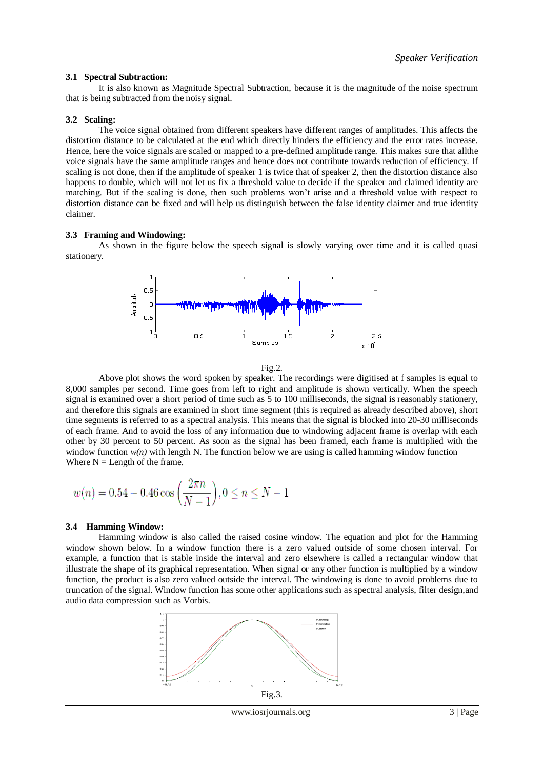### 3.1 Spectral Subtraction:

It is also known as Magnitude Spectral Subtraction, because it is the magnitude of the noise spectrum that is being subtracted from the noisy signal.

### 3.2 Scaling:

The voice signal obtained from different speakers have different ranges of amplitudes. This affects the distortion distance to be calculated at the end which directly hinders the efficiency and the error rates increase. Hence, here the voice signals are scaled or mapped to a pre-defined amplitude range. This makes sure that allthe voice signals have the same amplitude ranges and hence does not contribute towards reduction of efficiency. If scaling is not done, then if the amplitude of speaker 1 is twice that of speaker 2, then the distortion distance also happens to double, which will not let us fix a threshold value to decide if the speaker and claimed identity are matching. But if the scaling is done, then such problems won't arise and a threshold value with respect to distortion distance can be fixed and will help us distinguish between the false identity claimer and true identity claimer.

### 3.3 Framing and Windowing:

As shown in the figure below the speech signal is slowly varying over time and it is called quasi stationery.

Fig.2.

Above plot shows the word spoken by speaker. The recordings were digitised at f samples is equal to 8,000 samples per second. Time goes from left to right and amplitude is shown vertically. When the speech signal is examined over a short period of time such as 5 to 100 milliseconds, the signal is reasonably stationery, and therefore this signals are examined in short time segment (this is required as already described above), short time segments is referred to as a spectral analysis. This means that the signal is blocked into 20-30 milliseconds of each frame. And to avoid the loss of any information due to windowing adjacent frame is overlap with each other by 30 percent to 50 percent. As soon as the signal has been framed, each frame is multiplied with the window function *w(n)* with length N. The function below we are using is called hamming window function
Where N = Length of the frame.

$$w(n) = 0.54 - 0.46\cos\left(\frac{2\pi n}{N-1}\right), 0 \leq n \leq N-1$$

### 3.4 Hamming Window:

Hamming window is also called the raised cosine window. The equation and plot for the Hamming window shown below. In a window function there is a zero valued outside of some chosen interval. For example, a function that is stable inside the interval and zero elsewhere is called a rectangular window that illustrate the shape of its graphical representation. When signal or any other function is multiplied by a window function, the product is also zero valued outside the interval. The windowing is done to avoid problems due to truncation of the signal. Window function has some other applications such as spectral analysis, filter design,and audio data compression such as Vorbis.

Fig.3.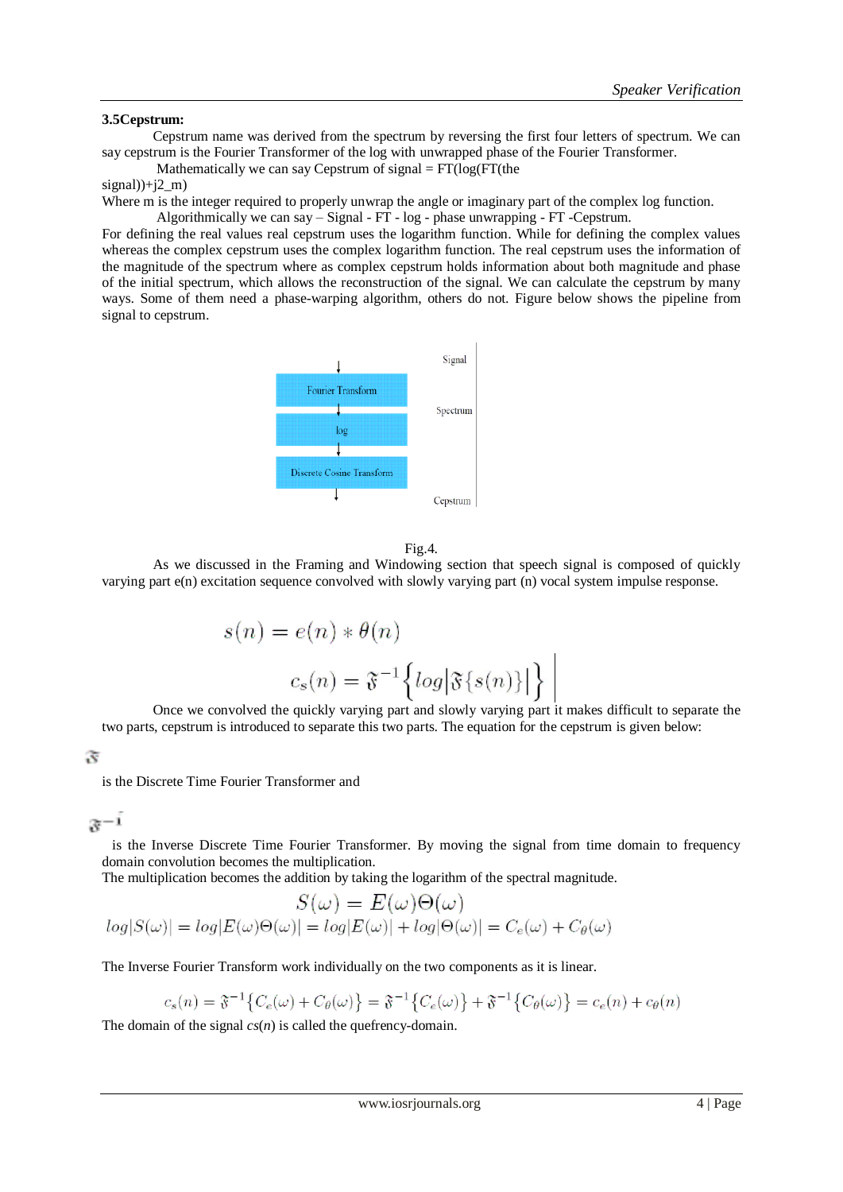### 3.5Cepstrum:

Cepstrum name was derived from the spectrum by reversing the first four letters of spectrum. We can say cepstrum is the Fourier Transformer of the log with unwrapped phase of the Fourier Transformer.

Mathematically we can say Cepstrum of signal = FT(log(FT(the signal))+j2_m)

Where m is the integer required to properly unwrap the angle or imaginary part of the complex log function.

Algorithmically we can say – Signal - FT - log - phase unwrapping - FT -Cepstrum.

For defining the real values real cepstrum uses the logarithm function. While for defining the complex values whereas the complex cepstrum uses the complex logarithm function. The real cepstrum uses the information of the magnitude of the spectrum where as complex cepstrum holds information about both magnitude and phase of the initial spectrum, which allows the reconstruction of the signal. We can calculate the cepstrum by many ways. Some of them need a phase-warping algorithm, others do not. Figure below shows the pipeline from signal to cepstrum.

Signal → Fourier Transform → Spectrum → log → Discrete Cosine Transform → Cepstrum

Fig.4.

As we discussed in the Framing and Windowing section that speech signal is composed of quickly varying part e(n) excitation sequence convolved with slowly varying part (n) vocal system impulse response.

$$s(n) = e(n) * \theta(n)$$

$$c_s(n) = \mathfrak{F}^{-1}\left\{log\left|\mathfrak{F}\{s(n)\}\right|\right\}$$

Once we convolved the quickly varying part and slowly varying part it makes difficult to separate the two parts, cepstrum is introduced to separate this two parts. The equation for the cepstrum is given below:

$\mathfrak{F}$

is the Discrete Time Fourier Transformer and

$\mathfrak{F}^{-1}$

is the Inverse Discrete Time Fourier Transformer. By moving the signal from time domain to frequency domain convolution becomes the multiplication.

The multiplication becomes the addition by taking the logarithm of the spectral magnitude.

$$S(\omega) = E(\omega)\Theta(\omega)$$

$$log|S(\omega)| = log|E(\omega)\Theta(\omega)| = log|E(\omega)| + log|\Theta(\omega)| = C_e(\omega) + C_\theta(\omega)$$

The Inverse Fourier Transform work individually on the two components as it is linear.

$$c_s(n) = \mathfrak{F}^{-1}\{C_e(\omega) + C_\theta(\omega)\} = \mathfrak{F}^{-1}\{C_e(\omega)\} + \mathfrak{F}^{-1}\{C_\theta(\omega)\} = c_e(n) + c_\theta(n)$$

The domain of the signal *cs*(*n*) is called the quefrency-domain.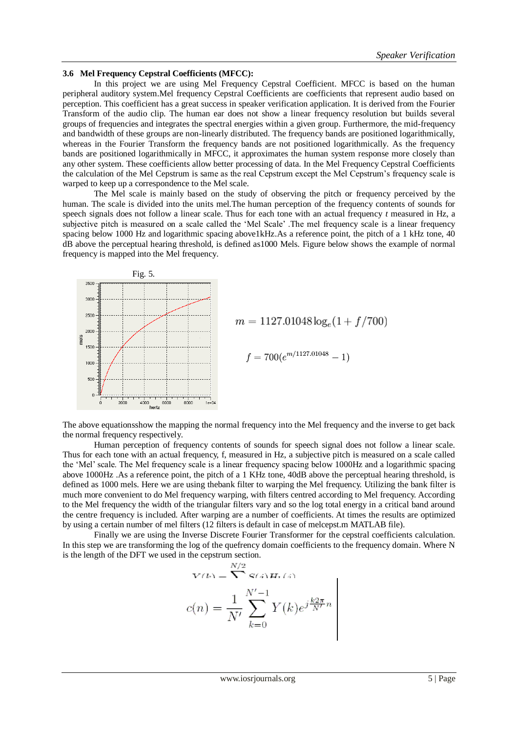### 3.6 Mel Frequency Cepstral Coefficients (MFCC):

In this project we are using Mel Frequency Cepstral Coefficient. MFCC is based on the human peripheral auditory system.Mel frequency Cepstral Coefficients are coefficients that represent audio based on perception. This coefficient has a great success in speaker verification application. It is derived from the Fourier Transform of the audio clip. The human ear does not show a linear frequency resolution but builds several groups of frequencies and integrates the spectral energies within a given group. Furthermore, the mid-frequency and bandwidth of these groups are non-linearly distributed. The frequency bands are positioned logarithmically, whereas in the Fourier Transform the frequency bands are not positioned logarithmically. As the frequency bands are positioned logarithmically in MFCC, it approximates the human system response more closely than any other system. These coefficients allow better processing of data. In the Mel Frequency Cepstral Coefficients the calculation of the Mel Cepstrum is same as the real Cepstrum except the Mel Cepstrum's frequency scale is warped to keep up a correspondence to the Mel scale.

The Mel scale is mainly based on the study of observing the pitch or frequency perceived by the human. The scale is divided into the units mel.The human perception of the frequency contents of sounds for speech signals does not follow a linear scale. Thus for each tone with an actual frequency *t* measured in Hz, a subjective pitch is measured on a scale called the 'Mel Scale' .The mel frequency scale is a linear frequency spacing below 1000 Hz and logarithmic spacing above1kHz.As a reference point, the pitch of a 1 kHz tone, 40 dB above the perceptual hearing threshold, is defined as1000 Mels. Figure below shows the example of normal frequency is mapped into the Mel frequency.

Fig. 5.

$$m = 1127.01048\log_e(1 + f/700)$$

$$f = 700(e^{m/1127.01048} - 1)$$

The above equationsshow the mapping the normal frequency into the Mel frequency and the inverse to get back the normal frequency respectively.

Human perception of frequency contents of sounds for speech signal does not follow a linear scale. Thus for each tone with an actual frequency, f, measured in Hz, a subjective pitch is measured on a scale called the 'Mel' scale. The Mel frequency scale is a linear frequency spacing below 1000Hz and a logarithmic spacing above 1000Hz .As a reference point, the pitch of a 1 KHz tone, 40dB above the perceptual hearing threshold, is defined as 1000 mels. Here we are using thebank filter to warping the Mel frequency. Utilizing the bank filter is much more convenient to do Mel frequency warping, with filters centred according to Mel frequency. According to the Mel frequency the width of the triangular filters vary and so the log total energy in a critical band around the centre frequency is included. After warping are a number of coefficients. At times the results are optimized by using a certain number of mel filters (12 filters is default in case of melcepst.m MATLAB file).

Finally we are using the Inverse Discrete Fourier Transformer for the cepstral coefficients calculation. In this step we are transforming the log of the quefrency domain coefficients to the frequency domain. Where N is the length of the DFT we used in the cepstrum section.

$$Y(k) = \sum^{N/2} S(i)H_k(i)$$

$$c(n) = \frac{1}{N'} \sum_{k=0}^{N'-1} Y(k)e^{j\frac{k2\pi}{N'}n}$$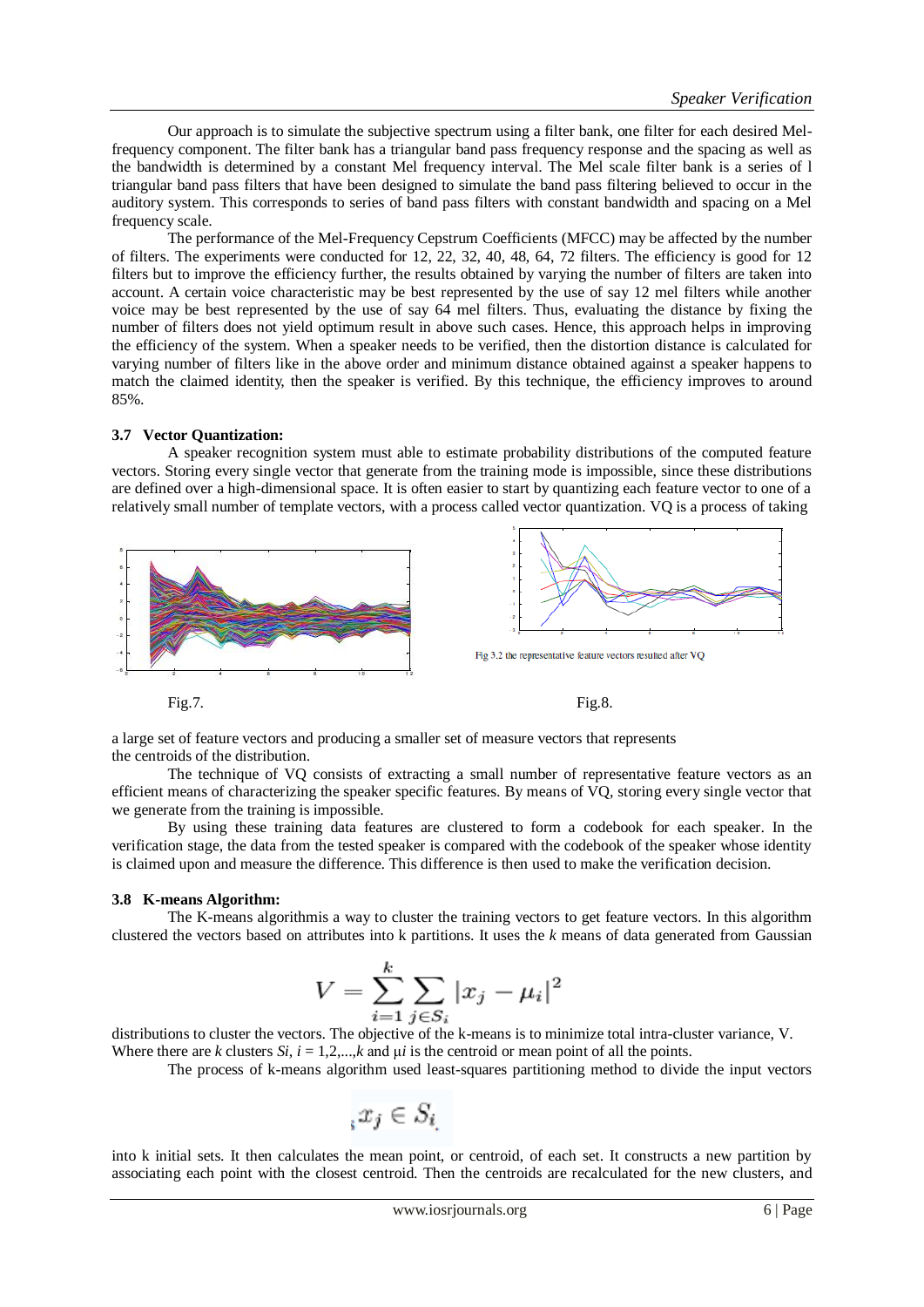Our approach is to simulate the subjective spectrum using a filter bank, one filter for each desired Mel-frequency component. The filter bank has a triangular band pass frequency response and the spacing as well as the bandwidth is determined by a constant Mel frequency interval. The Mel scale filter bank is a series of l triangular band pass filters that have been designed to simulate the band pass filtering believed to occur in the auditory system. This corresponds to series of band pass filters with constant bandwidth and spacing on a Mel frequency scale.

The performance of the Mel-Frequency Cepstrum Coefficients (MFCC) may be affected by the number of filters. The experiments were conducted for 12, 22, 32, 40, 48, 64, 72 filters. The efficiency is good for 12 filters but to improve the efficiency further, the results obtained by varying the number of filters are taken into account. A certain voice characteristic may be best represented by the use of say 12 mel filters while another voice may be best represented by the use of say 64 mel filters. Thus, evaluating the distance by fixing the number of filters does not yield optimum result in above such cases. Hence, this approach helps in improving the efficiency of the system. When a speaker needs to be verified, then the distortion distance is calculated for varying number of filters like in the above order and minimum distance obtained against a speaker happens to match the claimed identity, then the speaker is verified. By this technique, the efficiency improves to around 85%.

### 3.7 Vector Quantization:

A speaker recognition system must able to estimate probability distributions of the computed feature vectors. Storing every single vector that generate from the training mode is impossible, since these distributions are defined over a high-dimensional space. It is often easier to start by quantizing each feature vector to one of a relatively small number of template vectors, with a process called vector quantization. VQ is a process of taking

Fig 3.2 the representative feature vectors resulted after VQ

Fig.7.

Fig.8.

a large set of feature vectors and producing a smaller set of measure vectors that represents the centroids of the distribution.

The technique of VQ consists of extracting a small number of representative feature vectors as an efficient means of characterizing the speaker specific features. By means of VQ, storing every single vector that we generate from the training is impossible.

By using these training data features are clustered to form a codebook for each speaker. In the verification stage, the data from the tested speaker is compared with the codebook of the speaker whose identity is claimed upon and measure the difference. This difference is then used to make the verification decision.

### 3.8 K-means Algorithm:

The K-means algorithmis a way to cluster the training vectors to get feature vectors. In this algorithm clustered the vectors based on attributes into k partitions. It uses the *k* means of data generated from Gaussian

$$V = \sum_{i=1}^{k} \sum_{j \in S_i} |x_j - \mu_i|^2$$

distributions to cluster the vectors. The objective of the k-means is to minimize total intra-cluster variance, V. Where there are *k* clusters $S_i$, $i = 1,2,...,k$ and $\mu_i$ is the centroid or mean point of all the points.

The process of k-means algorithm used least-squares partitioning method to divide the input vectors

$$x_j \in S_i$$

into k initial sets. It then calculates the mean point, or centroid, of each set. It constructs a new partition by associating each point with the closest centroid. Then the centroids are recalculated for the new clusters, and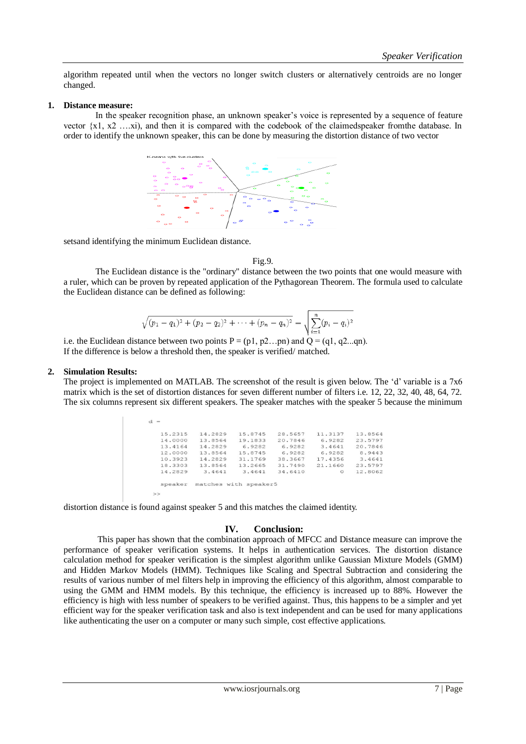algorithm repeated until when the vectors no longer switch clusters or alternatively centroids are no longer changed.

**1. Distance measure:**

In the speaker recognition phase, an unknown speaker's voice is represented by a sequence of feature vector {x1, x2 ….xi), and then it is compared with the codebook of the claimedspeaker fromthe database. In order to identify the unknown speaker, this can be done by measuring the distortion distance of two vector setsand identifying the minimum Euclidean distance.

Fig.9.

The Euclidean distance is the "ordinary" distance between the two points that one would measure with a ruler, which can be proven by repeated application of the Pythagorean Theorem. The formula used to calculate the Euclidean distance can be defined as following:

$$\sqrt{(p_1 - q_1)^2 + (p_2 - q_2)^2 + \cdots + (p_n - q_n)^2} = \sqrt{\sum_{i=1}^{n}(p_i - q_i)^2}$$

i.e. the Euclidean distance between two points P = (p1, p2…pn) and Q = (q1, q2...qn).
If the difference is below a threshold then, the speaker is verified/ matched.

**2. Simulation Results:**

The project is implemented on MATLAB. The screenshot of the result is given below. The 'd' variable is a 7x6 matrix which is the set of distortion distances for seven different number of filters i.e. 12, 22, 32, 40, 48, 64, 72. The six columns represent six different speakers. The speaker matches with the speaker 5 because the minimum

```
d =

   15.2315   14.2829   15.8745   28.5657   11.3137   13.8564
   14.0000   13.8564   19.1833   20.7846    6.9282   23.5797
   13.4164   14.2829    6.9282    6.9282    3.4641   20.7846
   12.0000   13.8564   15.8745    6.9282    6.9282    8.9443
   10.3923   14.2829   31.1769   38.3667   17.4356    3.4641
   18.3303   13.8564   13.2665   31.7490   21.1660   23.5797
   14.2829    3.4641    3.4641   34.6410         0   12.8062

speaker matches with speaker5
>>
```

distortion distance is found against speaker 5 and this matches the claimed identity.

## IV. Conclusion:

This paper has shown that the combination approach of MFCC and Distance measure can improve the performance of speaker verification systems. It helps in authentication services. The distortion distance calculation method for speaker verification is the simplest algorithm unlike Gaussian Mixture Models (GMM) and Hidden Markov Models (HMM). Techniques like Scaling and Spectral Subtraction and considering the results of various number of mel filters help in improving the efficiency of this algorithm, almost comparable to using the GMM and HMM models. By this technique, the efficiency is increased up to 88%. However the efficiency is high with less number of speakers to be verified against. Thus, this happens to be a simpler and yet efficient way for the speaker verification task and also is text independent and can be used for many applications like authenticating the user on a computer or many such simple, cost effective applications.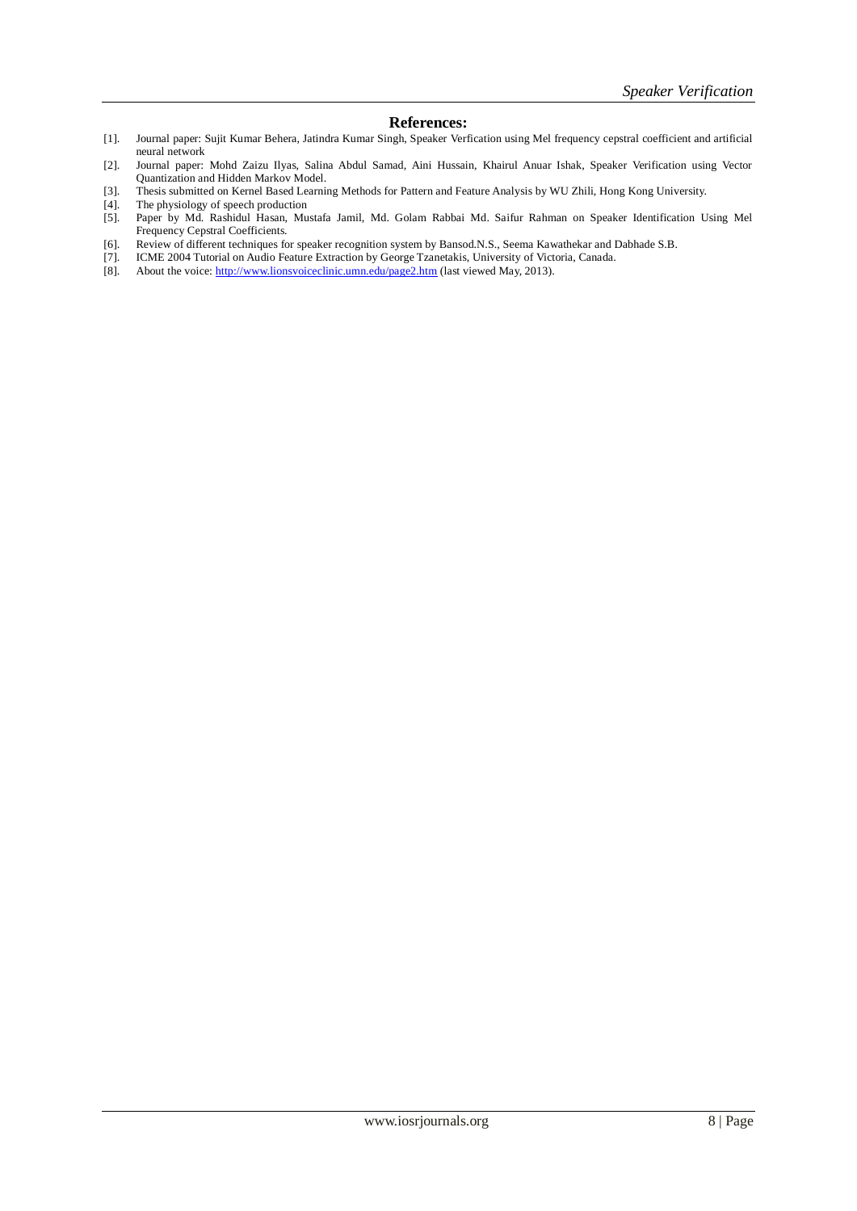## References:

[1]. Journal paper: Sujit Kumar Behera, Jatindra Kumar Singh, Speaker Verfication using Mel frequency cepstral coefficient and artificial neural network

[2]. Journal paper: Mohd Zaizu Ilyas, Salina Abdul Samad, Aini Hussain, Khairul Anuar Ishak, Speaker Verification using Vector Quantization and Hidden Markov Model.

[3]. Thesis submitted on Kernel Based Learning Methods for Pattern and Feature Analysis by WU Zhili, Hong Kong University.

[4]. The physiology of speech production

[5]. Paper by Md. Rashidul Hasan, Mustafa Jamil, Md. Golam Rabbai Md. Saifur Rahman on Speaker Identification Using Mel Frequency Cepstral Coefficients.

[6]. Review of different techniques for speaker recognition system by Bansod.N.S., Seema Kawathekar and Dabhade S.B.

[7]. ICME 2004 Tutorial on Audio Feature Extraction by George Tzanetakis, University of Victoria, Canada.

[8]. About the voice: http://www.lionsvoiceclinic.umn.edu/page2.htm (last viewed May, 2013).